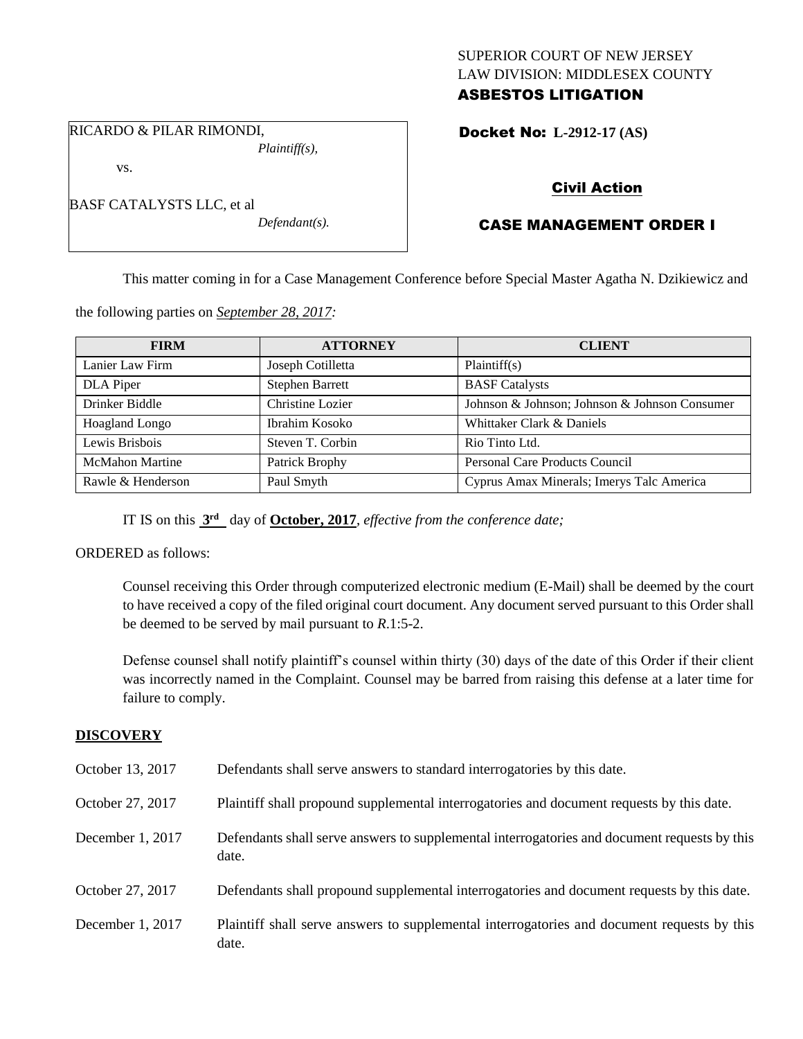SUPERIOR COURT OF NEW JERSEY
LAW DIVISION: MIDDLESEX COUNTY
**ASBESTOS LITIGATION**

RICARDO & PILAR RIMONDI,
*Plaintiff(s),*

vs.

BASF CATALYSTS LLC, et al
*Defendant(s).*

**Docket No: L-2912-17 (AS)**

**Civil Action**

**CASE MANAGEMENT ORDER I**

This matter coming in for a Case Management Conference before Special Master Agatha N. Dzikiewicz and the following parties on *September 28, 2017:*

| FIRM | ATTORNEY | CLIENT |
|---|---|---|
| Lanier Law Firm | Joseph Cotilletta | Plaintiff(s) |
| DLA Piper | Stephen Barrett | BASF Catalysts |
| Drinker Biddle | Christine Lozier | Johnson & Johnson; Johnson & Johnson Consumer |
| Hoagland Longo | Ibrahim Kosoko | Whittaker Clark & Daniels |
| Lewis Brisbois | Steven T. Corbin | Rio Tinto Ltd. |
| McMahon Martine | Patrick Brophy | Personal Care Products Council |
| Rawle & Henderson | Paul Smyth | Cyprus Amax Minerals; Imerys Talc America |

IT IS on this **3rd** day of **October, 2017**, *effective from the conference date;*

ORDERED as follows:

Counsel receiving this Order through computerized electronic medium (E-Mail) shall be deemed by the court to have received a copy of the filed original court document. Any document served pursuant to this Order shall be deemed to be served by mail pursuant to *R*.1:5-2.

Defense counsel shall notify plaintiff's counsel within thirty (30) days of the date of this Order if their client was incorrectly named in the Complaint. Counsel may be barred from raising this defense at a later time for failure to comply.

**DISCOVERY**

October 13, 2017 — Defendants shall serve answers to standard interrogatories by this date.

October 27, 2017 — Plaintiff shall propound supplemental interrogatories and document requests by this date.

December 1, 2017 — Defendants shall serve answers to supplemental interrogatories and document requests by this date.

October 27, 2017 — Defendants shall propound supplemental interrogatories and document requests by this date.

December 1, 2017 — Plaintiff shall serve answers to supplemental interrogatories and document requests by this date.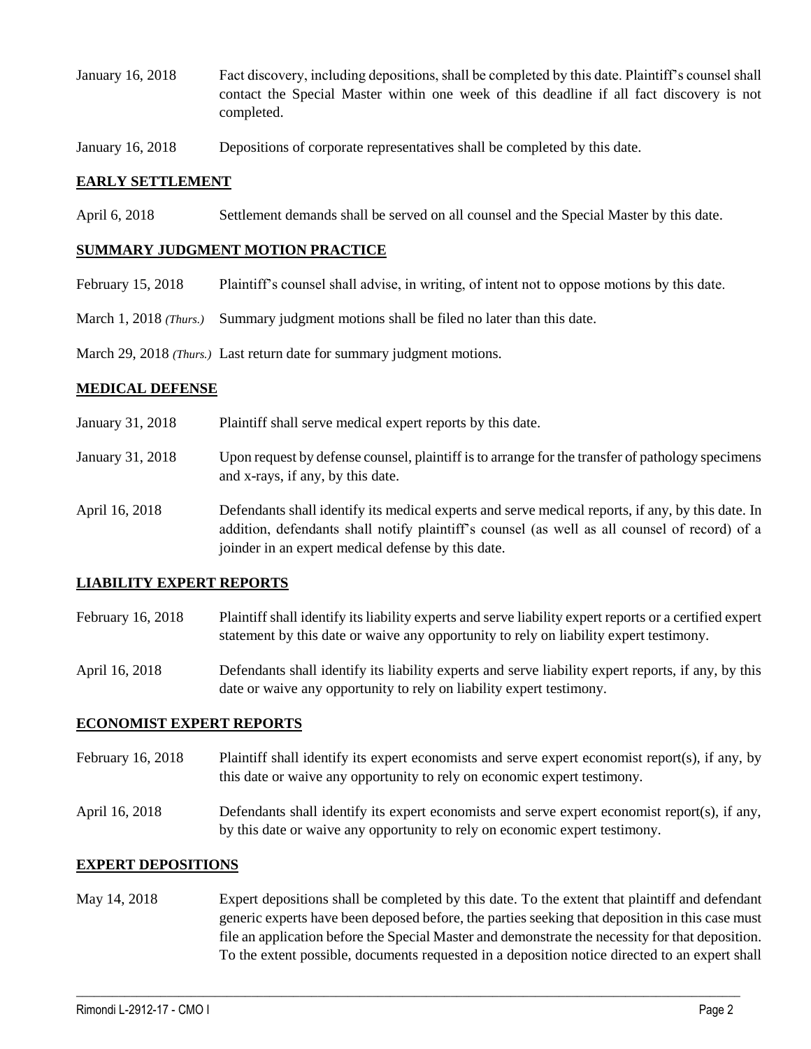| | |
|---|---|
| January 16, 2018 | Fact discovery, including depositions, shall be completed by this date. Plaintiff's counsel shall contact the Special Master within one week of this deadline if all fact discovery is not completed. |
| January 16, 2018 | Depositions of corporate representatives shall be completed by this date. |

## EARLY SETTLEMENT

| | |
|---|---|
| April 6, 2018 | Settlement demands shall be served on all counsel and the Special Master by this date. |

## SUMMARY JUDGMENT MOTION PRACTICE

| | |
|---|---|
| February 15, 2018 | Plaintiff's counsel shall advise, in writing, of intent not to oppose motions by this date. |
| March 1, 2018 *(Thurs.)* | Summary judgment motions shall be filed no later than this date. |
| March 29, 2018 *(Thurs.)* | Last return date for summary judgment motions. |

## MEDICAL DEFENSE

| | |
|---|---|
| January 31, 2018 | Plaintiff shall serve medical expert reports by this date. |
| January 31, 2018 | Upon request by defense counsel, plaintiff is to arrange for the transfer of pathology specimens and x-rays, if any, by this date. |
| April 16, 2018 | Defendants shall identify its medical experts and serve medical reports, if any, by this date. In addition, defendants shall notify plaintiff's counsel (as well as all counsel of record) of a joinder in an expert medical defense by this date. |

## LIABILITY EXPERT REPORTS

| | |
|---|---|
| February 16, 2018 | Plaintiff shall identify its liability experts and serve liability expert reports or a certified expert statement by this date or waive any opportunity to rely on liability expert testimony. |
| April 16, 2018 | Defendants shall identify its liability experts and serve liability expert reports, if any, by this date or waive any opportunity to rely on liability expert testimony. |

## ECONOMIST EXPERT REPORTS

| | |
|---|---|
| February 16, 2018 | Plaintiff shall identify its expert economists and serve expert economist report(s), if any, by this date or waive any opportunity to rely on economic expert testimony. |
| April 16, 2018 | Defendants shall identify its expert economists and serve expert economist report(s), if any, by this date or waive any opportunity to rely on economic expert testimony. |

## EXPERT DEPOSITIONS

| | |
|---|---|
| May 14, 2018 | Expert depositions shall be completed by this date. To the extent that plaintiff and defendant generic experts have been deposed before, the parties seeking that deposition in this case must file an application before the Special Master and demonstrate the necessity for that deposition. To the extent possible, documents requested in a deposition notice directed to an expert shall |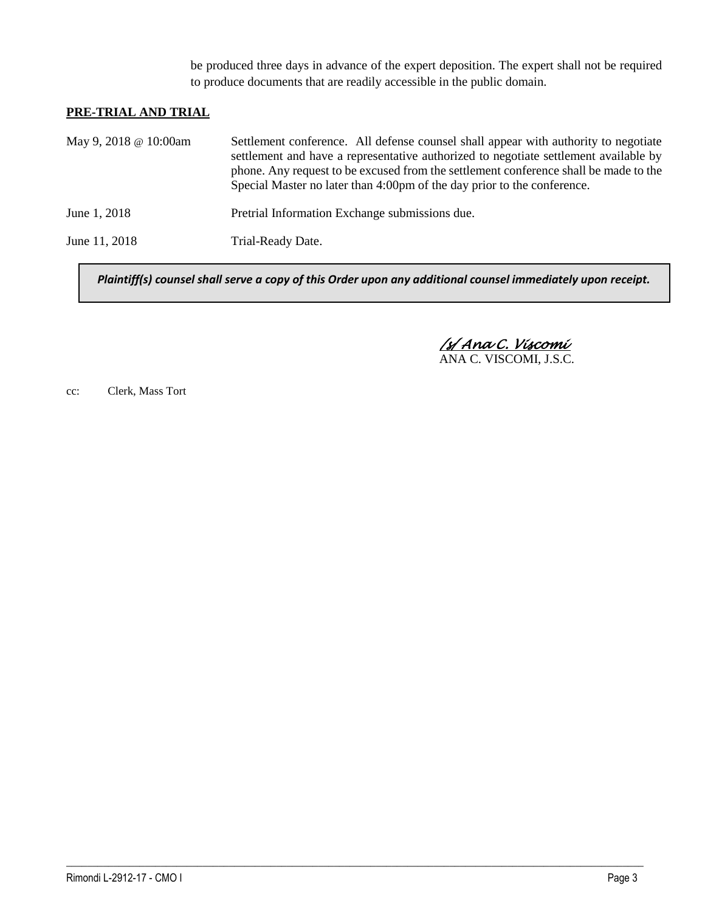be produced three days in advance of the expert deposition. The expert shall not be required to produce documents that are readily accessible in the public domain.

**PRE-TRIAL AND TRIAL**

| | |
|---|---|
| May 9, 2018 @ 10:00am | Settlement conference. All defense counsel shall appear with authority to negotiate settlement and have a representative authorized to negotiate settlement available by phone. Any request to be excused from the settlement conference shall be made to the Special Master no later than 4:00pm of the day prior to the conference. |
| June 1, 2018 | Pretrial Information Exchange submissions due. |
| June 11, 2018 | Trial-Ready Date. |

***Plaintiff(s) counsel shall serve a copy of this Order upon any additional counsel immediately upon receipt.***

*/s/ Ana C. Viscomi*
ANA C. VISCOMI, J.S.C.

cc: Clerk, Mass Tort